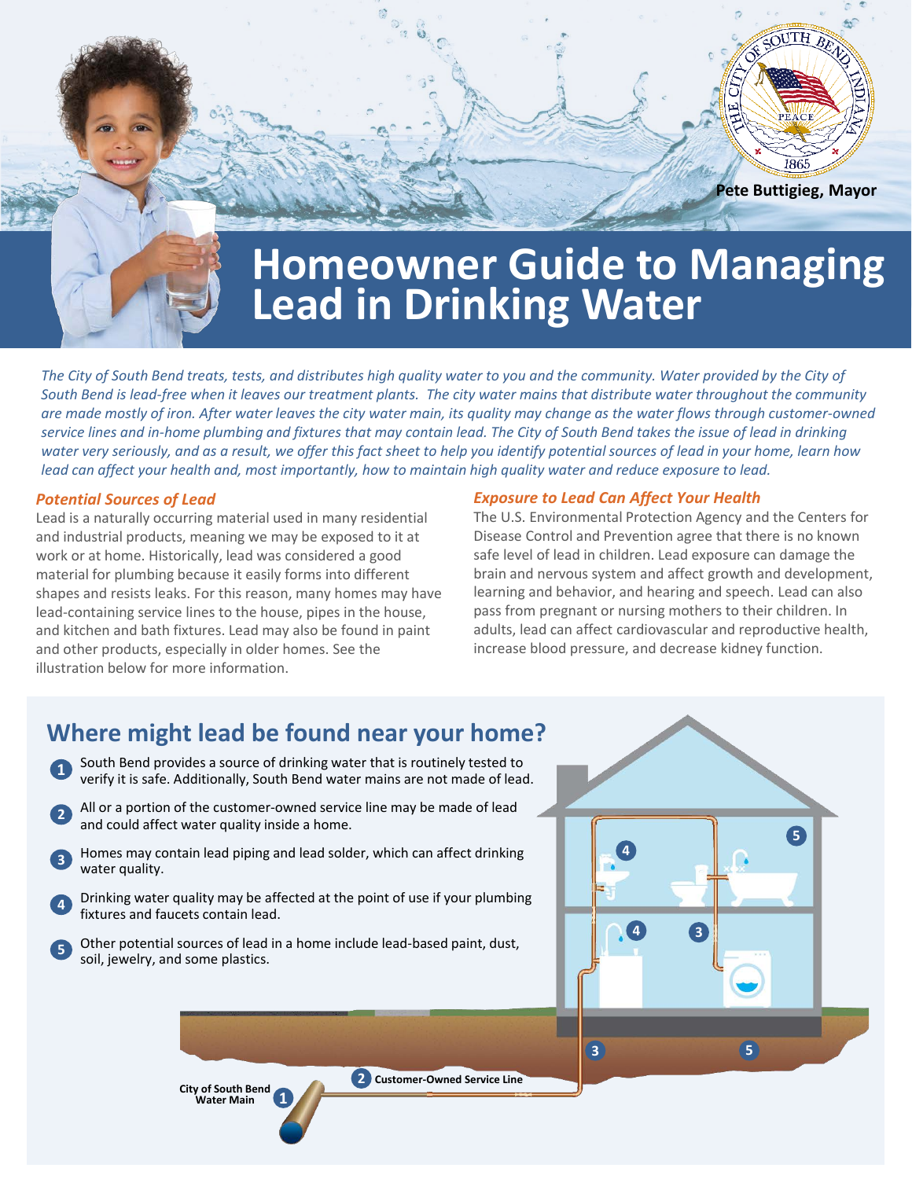Pete Buttigieg, Mayor

# Homeowner Guide to Managing Lead in Drinking Water

*The City of South Bend treats, tests, and distributes high quality water to you and the community. Water provided by the City of South Bend is lead-free when it leaves our treatment plants. The city water mains that distribute water throughout the community are made mostly of iron. After water leaves the city water main, its quality may change as the water flows through customer-owned service lines and in-home plumbing and fixtures that may contain lead. The City of South Bend takes the issue of lead in drinking water very seriously, and as a result, we offer this fact sheet to help you identify potential sources of lead in your home, learn how lead can affect your health and, most importantly, how to maintain high quality water and reduce exposure to lead.*

### *Potential Sources of Lead*

Lead is a naturally occurring material used in many residential and industrial products, meaning we may be exposed to it at work or at home. Historically, lead was considered a good material for plumbing because it easily forms into different shapes and resists leaks. For this reason, many homes may have lead-containing service lines to the house, pipes in the house, and kitchen and bath fixtures. Lead may also be found in paint and other products, especially in older homes. See the illustration below for more information.

### *Exposure to Lead Can Affect Your Health*

The U.S. Environmental Protection Agency and the Centers for Disease Control and Prevention agree that there is no known safe level of lead in children. Lead exposure can damage the brain and nervous system and affect growth and development, learning and behavior, and hearing and speech. Lead can also pass from pregnant or nursing mothers to their children. In adults, lead can affect cardiovascular and reproductive health, increase blood pressure, and decrease kidney function.

## Where might lead be found near your home?

1. South Bend provides a source of drinking water that is routinely tested to verify it is safe. Additionally, South Bend water mains are not made of lead.
2. All or a portion of the customer-owned service line may be made of lead and could affect water quality inside a home.
3. Homes may contain lead piping and lead solder, which can affect drinking water quality.
4. Drinking water quality may be affected at the point of use if your plumbing fixtures and faucets contain lead.
5. Other potential sources of lead in a home include lead-based paint, dust, soil, jewelry, and some plastics.

1 City of South Bend Water Main

2 Customer-Owned Service Line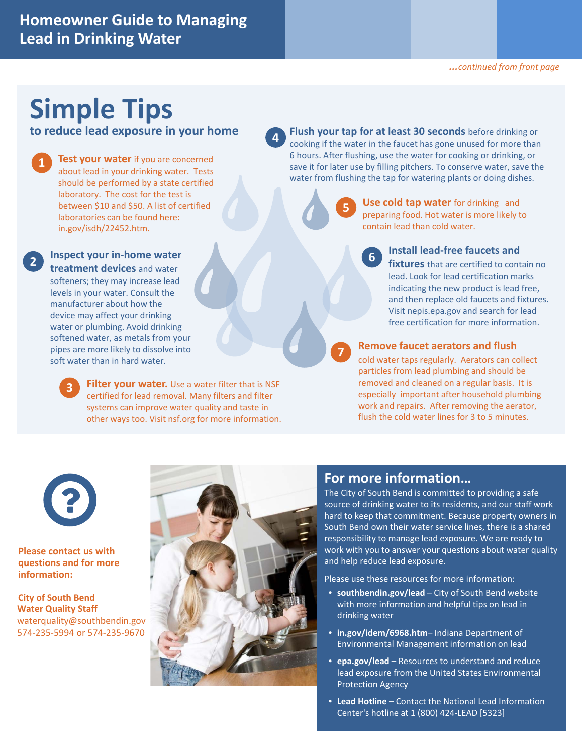# Homeowner Guide to Managing Lead in Drinking Water

*...continued from front page*

## Simple Tips

### to reduce lead exposure in your home

1. **Test your water** if you are concerned about lead in your drinking water. Tests should be performed by a state certified laboratory. The cost for the test is between $10 and $50. A list of certified laboratories can be found here: in.gov/isdh/22452.htm.

2. **Inspect your in-home water treatment devices** and water softeners; they may increase lead levels in your water. Consult the manufacturer about how the device may affect your drinking water or plumbing. Avoid drinking softened water, as metals from your pipes are more likely to dissolve into soft water than in hard water.

3. **Filter your water.** Use a water filter that is NSF certified for lead removal. Many filters and filter systems can improve water quality and taste in other ways too. Visit nsf.org for more information.

4. **Flush your tap for at least 30 seconds** before drinking or cooking if the water in the faucet has gone unused for more than 6 hours. After flushing, use the water for cooking or drinking, or save it for later use by filling pitchers. To conserve water, save the water from flushing the tap for watering plants or doing dishes.

5. **Use cold tap water** for drinking and preparing food. Hot water is more likely to contain lead than cold water.

6. **Install lead-free faucets and fixtures** that are certified to contain no lead. Look for lead certification marks indicating the new product is lead free, and then replace old faucets and fixtures. Visit nepis.epa.gov and search for lead free certification for more information.

7. **Remove faucet aerators and flush** cold water taps regularly. Aerators can collect particles from lead plumbing and should be removed and cleaned on a regular basis. It is especially important after household plumbing work and repairs. After removing the aerator, flush the cold water lines for 3 to 5 minutes.

**Please contact us with questions and for more information:**

**City of South Bend Water Quality Staff**
waterquality@southbendin.gov
574-235-5994 or 574-235-9670

## For more information...

The City of South Bend is committed to providing a safe source of drinking water to its residents, and our staff work hard to keep that commitment. Because property owners in South Bend own their water service lines, there is a shared responsibility to manage lead exposure. We are ready to work with you to answer your questions about water quality and help reduce lead exposure.

Please use these resources for more information:

- **southbendin.gov/lead** – City of South Bend website with more information and helpful tips on lead in drinking water
- **in.gov/idem/6968.htm**– Indiana Department of Environmental Management information on lead
- **epa.gov/lead** – Resources to understand and reduce lead exposure from the United States Environmental Protection Agency
- **Lead Hotline** – Contact the National Lead Information Center's hotline at 1 (800) 424-LEAD [5323]